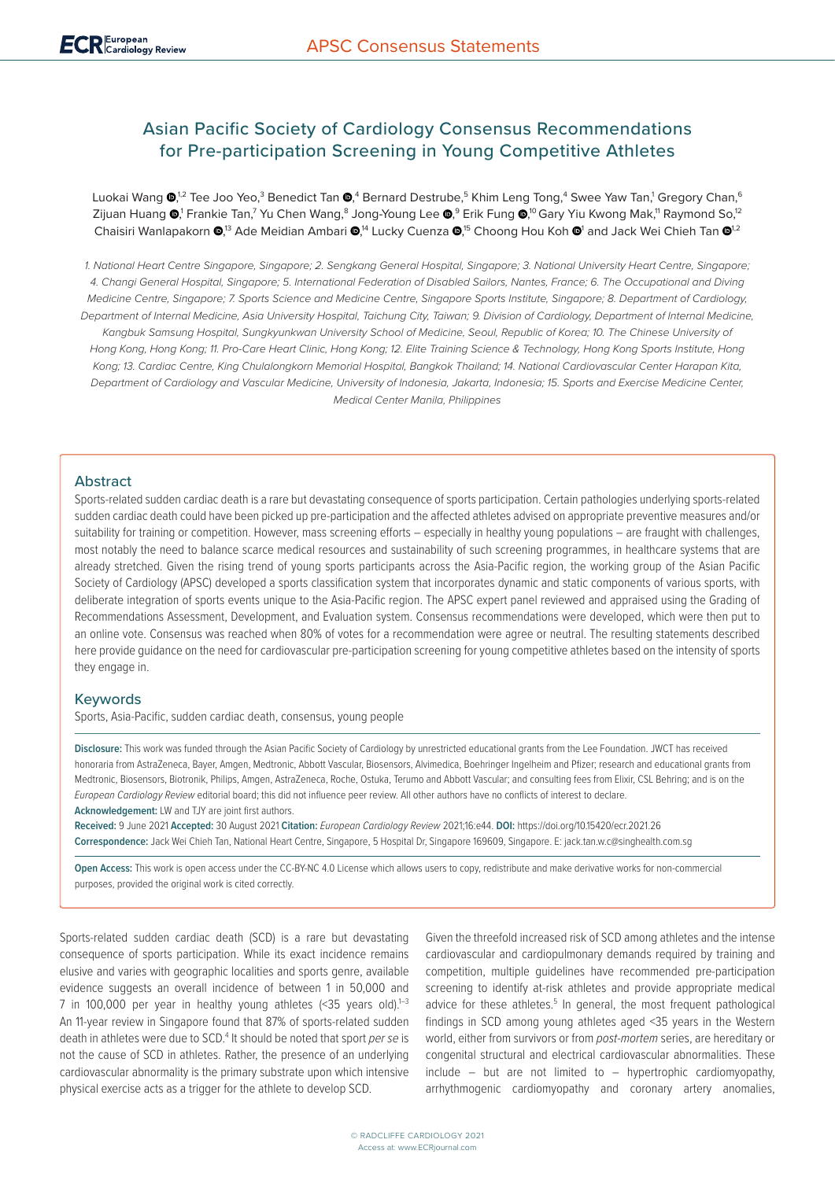# Asian Pacific Society of Cardiology Consensus Recommendations for Pre-participation Screening in Young Competitive Athletes

Luokai Wang,[1,2] Tee Joo Yeo,[3] Benedict Tan,[4] Bernard Destrube,[5] Khim Leng Tong,[4] Swee Yaw Tan,[1] Gregory Chan,[6] Zijuan Huang,[1] Frankie Tan,[7] Yu Chen Wang,[8] Jong-Young Lee,[9] Erik Fung,[10] Gary Yiu Kwong Mak,[11] Raymond So,[12] Chaisiri Wanlapakorn,[13] Ade Meidian Ambari,[14] Lucky Cuenza,[15] Choong Hou Koh[1] and Jack Wei Chieh Tan[1,2]

*1. National Heart Centre Singapore, Singapore; 2. Sengkang General Hospital, Singapore; 3. National University Heart Centre, Singapore; 4. Changi General Hospital, Singapore; 5. International Federation of Disabled Sailors, Nantes, France; 6. The Occupational and Diving Medicine Centre, Singapore; 7. Sports Science and Medicine Centre, Singapore Sports Institute, Singapore; 8. Department of Cardiology, Department of Internal Medicine, Asia University Hospital, Taichung City, Taiwan; 9. Division of Cardiology, Department of Internal Medicine, Kangbuk Samsung Hospital, Sungkyunkwan University School of Medicine, Seoul, Republic of Korea; 10. The Chinese University of Hong Kong, Hong Kong; 11. Pro-Care Heart Clinic, Hong Kong; 12. Elite Training Science & Technology, Hong Kong Sports Institute, Hong Kong; 13. Cardiac Centre, King Chulalongkorn Memorial Hospital, Bangkok Thailand; 14. National Cardiovascular Center Harapan Kita, Department of Cardiology and Vascular Medicine, University of Indonesia, Jakarta, Indonesia; 15. Sports and Exercise Medicine Center, Medical Center Manila, Philippines*

## Abstract

Sports-related sudden cardiac death is a rare but devastating consequence of sports participation. Certain pathologies underlying sports-related sudden cardiac death could have been picked up pre-participation and the affected athletes advised on appropriate preventive measures and/or suitability for training or competition. However, mass screening efforts – especially in healthy young populations – are fraught with challenges, most notably the need to balance scarce medical resources and sustainability of such screening programmes, in healthcare systems that are already stretched. Given the rising trend of young sports participants across the Asia-Pacific region, the working group of the Asian Pacific Society of Cardiology (APSC) developed a sports classification system that incorporates dynamic and static components of various sports, with deliberate integration of sports events unique to the Asia-Pacific region. The APSC expert panel reviewed and appraised using the Grading of Recommendations Assessment, Development, and Evaluation system. Consensus recommendations were developed, which were then put to an online vote. Consensus was reached when 80% of votes for a recommendation were agree or neutral. The resulting statements described here provide guidance on the need for cardiovascular pre-participation screening for young competitive athletes based on the intensity of sports they engage in.

## Keywords

Sports, Asia-Pacific, sudden cardiac death, consensus, young people

**Disclosure:** This work was funded through the Asian Pacific Society of Cardiology by unrestricted educational grants from the Lee Foundation. JWCT has received honoraria from AstraZeneca, Bayer, Amgen, Medtronic, Abbott Vascular, Biosensors, Alvimedica, Boehringer Ingelheim and Pfizer; research and educational grants from Medtronic, Biosensors, Biotronik, Philips, Amgen, AstraZeneca, Roche, Ostuka, Terumo and Abbott Vascular; and consulting fees from Elixir, CSL Behring; and is on the *European Cardiology Review* editorial board; this did not influence peer review. All other authors have no conflicts of interest to declare.

**Acknowledgement:** LW and TJY are joint first authors.

**Received:** 9 June 2021 **Accepted:** 30 August 2021 **Citation:** *European Cardiology Review* 2021;16:e44. **DOI:** https://doi.org/10.15420/ecr.2021.26

**Correspondence:** Jack Wei Chieh Tan, National Heart Centre, Singapore, 5 Hospital Dr, Singapore 169609, Singapore. E: jack.tan.w.c@singhealth.com.sg

**Open Access:** This work is open access under the CC-BY-NC 4.0 License which allows users to copy, redistribute and make derivative works for non-commercial purposes, provided the original work is cited correctly.

Sports-related sudden cardiac death (SCD) is a rare but devastating consequence of sports participation. While its exact incidence remains elusive and varies with geographic localities and sports genre, available evidence suggests an overall incidence of between 1 in 50,000 and 7 in 100,000 per year in healthy young athletes (<35 years old).[1–3] An 11-year review in Singapore found that 87% of sports-related sudden death in athletes were due to SCD.[4] It should be noted that sport *per se* is not the cause of SCD in athletes. Rather, the presence of an underlying cardiovascular abnormality is the primary substrate upon which intensive physical exercise acts as a trigger for the athlete to develop SCD.

Given the threefold increased risk of SCD among athletes and the intense cardiovascular and cardiopulmonary demands required by training and competition, multiple guidelines have recommended pre-participation screening to identify at-risk athletes and provide appropriate medical advice for these athletes.[5] In general, the most frequent pathological findings in SCD among young athletes aged <35 years in the Western world, either from survivors or from *post-mortem* series, are hereditary or congenital structural and electrical cardiovascular abnormalities. These include – but are not limited to – hypertrophic cardiomyopathy, arrhythmogenic cardiomyopathy and coronary artery anomalies,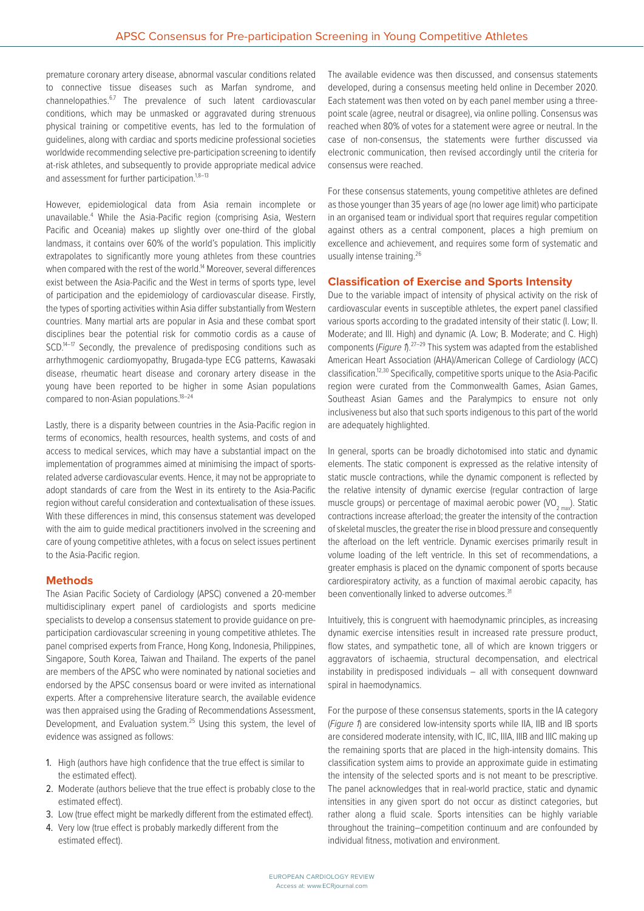premature coronary artery disease, abnormal vascular conditions related to connective tissue diseases such as Marfan syndrome, and channelopathies.[6,7] The prevalence of such latent cardiovascular conditions, which may be unmasked or aggravated during strenuous physical training or competitive events, has led to the formulation of guidelines, along with cardiac and sports medicine professional societies worldwide recommending selective pre-participation screening to identify at-risk athletes, and subsequently to provide appropriate medical advice and assessment for further participation.[1,8–13]

However, epidemiological data from Asia remain incomplete or unavailable.[4] While the Asia-Pacific region (comprising Asia, Western Pacific and Oceania) makes up slightly over one-third of the global landmass, it contains over 60% of the world's population. This implicitly extrapolates to significantly more young athletes from these countries when compared with the rest of the world.[14] Moreover, several differences exist between the Asia-Pacific and the West in terms of sports type, level of participation and the epidemiology of cardiovascular disease. Firstly, the types of sporting activities within Asia differ substantially from Western countries. Many martial arts are popular in Asia and these combat sport disciplines bear the potential risk for commotio cordis as a cause of SCD.[14–17] Secondly, the prevalence of predisposing conditions such as arrhythmogenic cardiomyopathy, Brugada-type ECG patterns, Kawasaki disease, rheumatic heart disease and coronary artery disease in the young have been reported to be higher in some Asian populations compared to non-Asian populations.[18–24]

Lastly, there is a disparity between countries in the Asia-Pacific region in terms of economics, health resources, health systems, and costs of and access to medical services, which may have a substantial impact on the implementation of programmes aimed at minimising the impact of sports-related adverse cardiovascular events. Hence, it may not be appropriate to adopt standards of care from the West in its entirety to the Asia-Pacific region without careful consideration and contextualisation of these issues. With these differences in mind, this consensus statement was developed with the aim to guide medical practitioners involved in the screening and care of young competitive athletes, with a focus on select issues pertinent to the Asia-Pacific region.

## Methods

The Asian Pacific Society of Cardiology (APSC) convened a 20-member multidisciplinary expert panel of cardiologists and sports medicine specialists to develop a consensus statement to provide guidance on pre-participation cardiovascular screening in young competitive athletes. The panel comprised experts from France, Hong Kong, Indonesia, Philippines, Singapore, South Korea, Taiwan and Thailand. The experts of the panel are members of the APSC who were nominated by national societies and endorsed by the APSC consensus board or were invited as international experts. After a comprehensive literature search, the available evidence was then appraised using the Grading of Recommendations Assessment, Development, and Evaluation system.[25] Using this system, the level of evidence was assigned as follows:

1. High (authors have high confidence that the true effect is similar to the estimated effect).
2. Moderate (authors believe that the true effect is probably close to the estimated effect).
3. Low (true effect might be markedly different from the estimated effect).
4. Very low (true effect is probably markedly different from the estimated effect).

The available evidence was then discussed, and consensus statements developed, during a consensus meeting held online in December 2020. Each statement was then voted on by each panel member using a three-point scale (agree, neutral or disagree), via online polling. Consensus was reached when 80% of votes for a statement were agree or neutral. In the case of non-consensus, the statements were further discussed via electronic communication, then revised accordingly until the criteria for consensus were reached.

For these consensus statements, young competitive athletes are defined as those younger than 35 years of age (no lower age limit) who participate in an organised team or individual sport that requires regular competition against others as a central component, places a high premium on excellence and achievement, and requires some form of systematic and usually intense training.[26]

## Classification of Exercise and Sports Intensity

Due to the variable impact of intensity of physical activity on the risk of cardiovascular events in susceptible athletes, the expert panel classified various sports according to the gradated intensity of their static (I. Low; II. Moderate; and III. High) and dynamic (A. Low; B. Moderate; and C. High) components (*Figure 1*).[27–29] This system was adapted from the established American Heart Association (AHA)/American College of Cardiology (ACC) classification.[12,30] Specifically, competitive sports unique to the Asia-Pacific region were curated from the Commonwealth Games, Asian Games, Southeast Asian Games and the Paralympics to ensure not only inclusiveness but also that such sports indigenous to this part of the world are adequately highlighted.

In general, sports can be broadly dichotomised into static and dynamic elements. The static component is expressed as the relative intensity of static muscle contractions, while the dynamic component is reflected by the relative intensity of dynamic exercise (regular contraction of large muscle groups) or percentage of maximal aerobic power ($VO_{2\,max}$). Static contractions increase afterload; the greater the intensity of the contraction of skeletal muscles, the greater the rise in blood pressure and consequently the afterload on the left ventricle. Dynamic exercises primarily result in volume loading of the left ventricle. In this set of recommendations, a greater emphasis is placed on the dynamic component of sports because cardiorespiratory activity, as a function of maximal aerobic capacity, has been conventionally linked to adverse outcomes.[31]

Intuitively, this is congruent with haemodynamic principles, as increasing dynamic exercise intensities result in increased rate pressure product, flow states, and sympathetic tone, all of which are known triggers or aggravators of ischaemia, structural decompensation, and electrical instability in predisposed individuals – all with consequent downward spiral in haemodynamics.

For the purpose of these consensus statements, sports in the IA category (*Figure 1*) are considered low-intensity sports while IIA, IIB and IB sports are considered moderate intensity, with IC, IIC, IIIA, IIIB and IIIC making up the remaining sports that are placed in the high-intensity domains. This classification system aims to provide an approximate guide in estimating the intensity of the selected sports and is not meant to be prescriptive. The panel acknowledges that in real-world practice, static and dynamic intensities in any given sport do not occur as distinct categories, but rather along a fluid scale. Sports intensities can be highly variable throughout the training–competition continuum and are confounded by individual fitness, motivation and environment.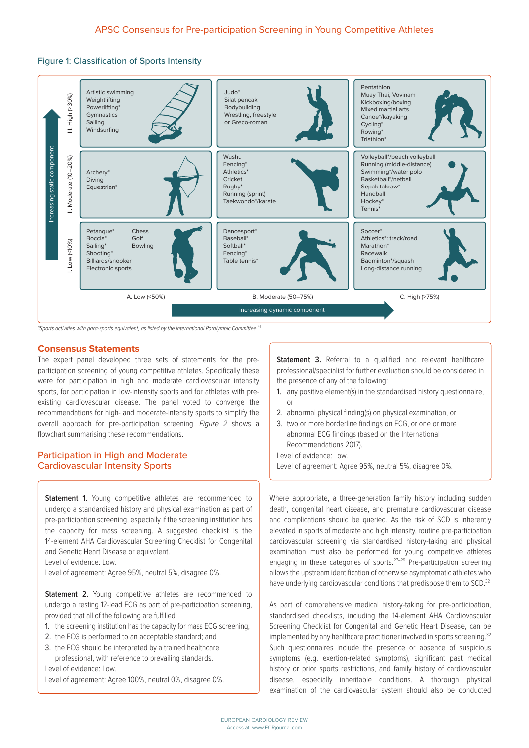## Figure 1: Classification of Sports Intensity

| Increasing static component | A. Low (<50%) | B. Moderate (50–75%) | C. High (>75%) |
|---|---|---|---|
| III. High (>30%) | Artistic swimming, Weightlifting, Powerlifting*, Gymnastics, Sailing, Windsurfing | Judo*, Silat pencak, Bodybuilding, Wrestling, freestyle or Greco-roman | Pentathlon, Muay Thai, Vovinam, Kickboxing/boxing, Mixed martial arts, Canoe*/kayaking, Cycling*, Rowing*, Triathlon* |
| II. Moderate (10–20%) | Archery*, Diving, Equestrian* | Wushu, Fencing*, Athletics*, Cricket, Rugby*, Running (sprint), Taekwondo*/karate | Volleyball*/beach volleyball, Running (middle-distance), Swimming*/water polo, Basketball*/netball, Sepak takraw*, Handball, Hockey*, Tennis* |
| I. Low (<10%) | Petanque*, Boccia*, Sailing*, Shooting*, Billiards/snooker, Electronic sports, Chess, Golf, Bowling | Dancesport*, Baseball*, Softball*, Fencing*, Table tennis* | Soccer*, Athletics*: track/road, Marathon*, Racewalk, Badminton*/squash, Long-distance running |

Increasing dynamic component

*Sports activities with para-sports equivalent, as listed by the International Paralympic Committee.[46]

## Consensus Statements

The expert panel developed three sets of statements for the pre-participation screening of young competitive athletes. Specifically these were for participation in high and moderate cardiovascular intensity sports, for participation in low-intensity sports and for athletes with pre-existing cardiovascular disease. The panel voted to converge the recommendations for high- and moderate-intensity sports to simplify the overall approach for pre-participation screening. *Figure 2* shows a flowchart summarising these recommendations.

### Participation in High and Moderate Cardiovascular Intensity Sports

**Statement 1.** Young competitive athletes are recommended to undergo a standardised history and physical examination as part of pre-participation screening, especially if the screening institution has the capacity for mass screening. A suggested checklist is the 14-element AHA Cardiovascular Screening Checklist for Congenital and Genetic Heart Disease or equivalent.
Level of evidence: Low.
Level of agreement: Agree 95%, neutral 5%, disagree 0%.

**Statement 2.** Young competitive athletes are recommended to undergo a resting 12-lead ECG as part of pre-participation screening, provided that all of the following are fulfilled:

1. the screening institution has the capacity for mass ECG screening;
2. the ECG is performed to an acceptable standard; and
3. the ECG should be interpreted by a trained healthcare professional, with reference to prevailing standards.

Level of evidence: Low.
Level of agreement: Agree 100%, neutral 0%, disagree 0%.

**Statement 3.** Referral to a qualified and relevant healthcare professional/specialist for further evaluation should be considered in the presence of any of the following:

1. any positive element(s) in the standardised history questionnaire, or
2. abnormal physical finding(s) on physical examination, or
3. two or more borderline findings on ECG, or one or more abnormal ECG findings (based on the International Recommendations 2017).

Level of evidence: Low.
Level of agreement: Agree 95%, neutral 5%, disagree 0%.

Where appropriate, a three-generation family history including sudden death, congenital heart disease, and premature cardiovascular disease and complications should be queried. As the risk of SCD is inherently elevated in sports of moderate and high intensity, routine pre-participation cardiovascular screening via standardised history-taking and physical examination must also be performed for young competitive athletes engaging in these categories of sports.[27–29] Pre-participation screening allows the upstream identification of otherwise asymptomatic athletes who have underlying cardiovascular conditions that predispose them to SCD.[32]

As part of comprehensive medical history-taking for pre-participation, standardised checklists, including the 14-element AHA Cardiovascular Screening Checklist for Congenital and Genetic Heart Disease, can be implemented by any healthcare practitioner involved in sports screening.[32] Such questionnaires include the presence or absence of suspicious symptoms (e.g. exertion-related symptoms), significant past medical history or prior sports restrictions, and family history of cardiovascular disease, especially inheritable conditions. A thorough physical examination of the cardiovascular system should also be conducted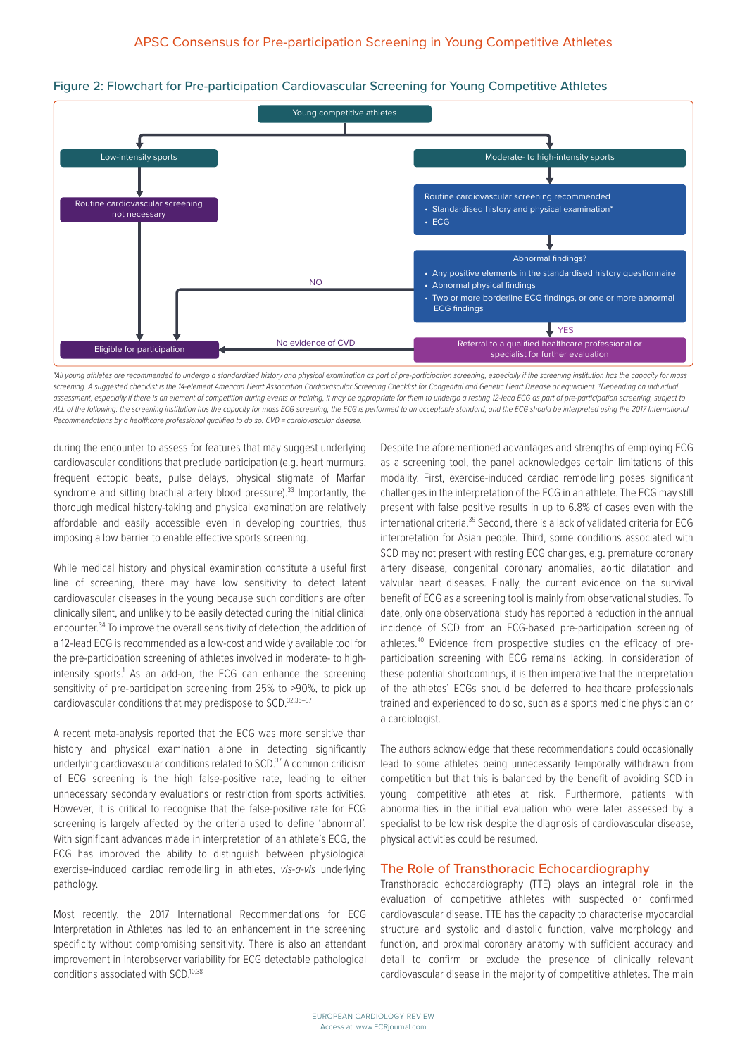**Figure 2: Flowchart for Pre-participation Cardiovascular Screening for Young Competitive Athletes**

- Young competitive athletes
  - Low-intensity sports → Routine cardiovascular screening not necessary → Eligible for participation
  - Moderate- to high-intensity sports → Routine cardiovascular screening recommended
    - Standardised history and physical examination*
    - ECG†
    - → Abnormal findings?
      - Any positive elements in the standardised history questionnaire
      - Abnormal physical findings
      - Two or more borderline ECG findings, or one or more abnormal ECG findings
      - NO → Eligible for participation
      - YES → Referral to a qualified healthcare professional or specialist for further evaluation → No evidence of CVD → Eligible for participation

*All young athletes are recommended to undergo a standardised history and physical examination as part of pre-participation screening, especially if the screening institution has the capacity for mass screening. A suggested checklist is the 14-element American Heart Association Cardiovascular Screening Checklist for Congenital and Genetic Heart Disease or equivalent. †Depending on individual assessment, especially if there is an element of competition during events or training, it may be appropriate for them to undergo a resting 12-lead ECG as part of pre-participation screening, subject to ALL of the following: the screening institution has the capacity for mass ECG screening; the ECG is performed to an acceptable standard; and the ECG should be interpreted using the 2017 International Recommendations by a healthcare professional qualified to do so. CVD = cardiovascular disease.*

during the encounter to assess for features that may suggest underlying cardiovascular conditions that preclude participation (e.g. heart murmurs, frequent ectopic beats, pulse delays, physical stigmata of Marfan syndrome and sitting brachial artery blood pressure).[33] Importantly, the thorough medical history-taking and physical examination are relatively affordable and easily accessible even in developing countries, thus imposing a low barrier to enable effective sports screening.

While medical history and physical examination constitute a useful first line of screening, there may have low sensitivity to detect latent cardiovascular diseases in the young because such conditions are often clinically silent, and unlikely to be easily detected during the initial clinical encounter.[34] To improve the overall sensitivity of detection, the addition of a 12-lead ECG is recommended as a low-cost and widely available tool for the pre-participation screening of athletes involved in moderate- to high-intensity sports.[1] As an add-on, the ECG can enhance the screening sensitivity of pre-participation screening from 25% to >90%, to pick up cardiovascular conditions that may predispose to SCD.[32,35–37]

A recent meta-analysis reported that the ECG was more sensitive than history and physical examination alone in detecting significantly underlying cardiovascular conditions related to SCD.[37] A common criticism of ECG screening is the high false-positive rate, leading to either unnecessary secondary evaluations or restriction from sports activities. However, it is critical to recognise that the false-positive rate for ECG screening is largely affected by the criteria used to define 'abnormal'. With significant advances made in interpretation of an athlete's ECG, the ECG has improved the ability to distinguish between physiological exercise-induced cardiac remodelling in athletes, *vis-a-vis* underlying pathology.

Most recently, the 2017 International Recommendations for ECG Interpretation in Athletes has led to an enhancement in the screening specificity without compromising sensitivity. There is also an attendant improvement in interobserver variability for ECG detectable pathological conditions associated with SCD.[10,38]

Despite the aforementioned advantages and strengths of employing ECG as a screening tool, the panel acknowledges certain limitations of this modality. First, exercise-induced cardiac remodelling poses significant challenges in the interpretation of the ECG in an athlete. The ECG may still present with false positive results in up to 6.8% of cases even with the international criteria.[39] Second, there is a lack of validated criteria for ECG interpretation for Asian people. Third, some conditions associated with SCD may not present with resting ECG changes, e.g. premature coronary artery disease, congenital coronary anomalies, aortic dilatation and valvular heart diseases. Finally, the current evidence on the survival benefit of ECG as a screening tool is mainly from observational studies. To date, only one observational study has reported a reduction in the annual incidence of SCD from an ECG-based pre-participation screening of athletes.[40] Evidence from prospective studies on the efficacy of pre-participation screening with ECG remains lacking. In consideration of these potential shortcomings, it is then imperative that the interpretation of the athletes' ECGs should be deferred to healthcare professionals trained and experienced to do so, such as a sports medicine physician or a cardiologist.

The authors acknowledge that these recommendations could occasionally lead to some athletes being unnecessarily temporally withdrawn from competition but that this is balanced by the benefit of avoiding SCD in young competitive athletes at risk. Furthermore, patients with abnormalities in the initial evaluation who were later assessed by a specialist to be low risk despite the diagnosis of cardiovascular disease, physical activities could be resumed.

## The Role of Transthoracic Echocardiography

Transthoracic echocardiography (TTE) plays an integral role in the evaluation of competitive athletes with suspected or confirmed cardiovascular disease. TTE has the capacity to characterise myocardial structure and systolic and diastolic function, valve morphology and function, and proximal coronary anatomy with sufficient accuracy and detail to confirm or exclude the presence of clinically relevant cardiovascular disease in the majority of competitive athletes. The main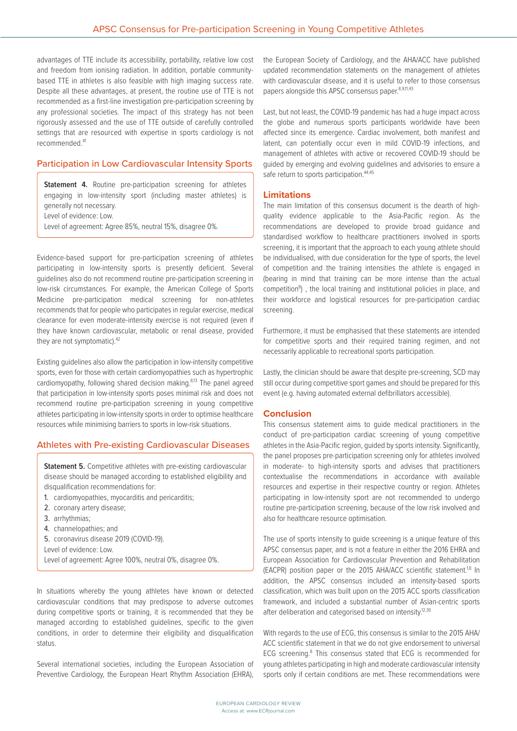advantages of TTE include its accessibility, portability, relative low cost and freedom from ionising radiation. In addition, portable community-based TTE in athletes is also feasible with high imaging success rate. Despite all these advantages, at present, the routine use of TTE is not recommended as a first-line investigation pre-participation screening by any professional societies. The impact of this strategy has not been rigorously assessed and the use of TTE outside of carefully controlled settings that are resourced with expertise in sports cardiology is not recommended.[41]

## Participation in Low Cardiovascular Intensity Sports

> **Statement 4.** Routine pre-participation screening for athletes engaging in low-intensity sport (including master athletes) is generally not necessary.
> Level of evidence: Low.
> Level of agreement: Agree 85%, neutral 15%, disagree 0%.

Evidence-based support for pre-participation screening of athletes participating in low-intensity sports is presently deficient. Several guidelines also do not recommend routine pre-participation screening in low-risk circumstances. For example, the American College of Sports Medicine pre-participation medical screening for non-athletes recommends that for people who participates in regular exercise, medical clearance for even moderate-intensity exercise is not required (even if they have known cardiovascular, metabolic or renal disease, provided they are not symptomatic).[42]

Existing guidelines also allow the participation in low-intensity competitive sports, even for those with certain cardiomyopathies such as hypertrophic cardiomyopathy, following shared decision making.[8,13] The panel agreed that participation in low-intensity sports poses minimal risk and does not recommend routine pre-participation screening in young competitive athletes participating in low-intensity sports in order to optimise healthcare resources while minimising barriers to sports in low-risk situations.

## Athletes with Pre-existing Cardiovascular Diseases

> **Statement 5.** Competitive athletes with pre-existing cardiovascular disease should be managed according to established eligibility and disqualification recommendations for:
> 1. cardiomyopathies, myocarditis and pericarditis;
> 2. coronary artery disease;
> 3. arrhythmias;
> 4. channelopathies; and
> 5. coronavirus disease 2019 (COVID-19).
>
> Level of evidence: Low.
> Level of agreement: Agree 100%, neutral 0%, disagree 0%.

In situations whereby the young athletes have known or detected cardiovascular conditions that may predispose to adverse outcomes during competitive sports or training, it is recommended that they be managed according to established guidelines, specific to the given conditions, in order to determine their eligibility and disqualification status.

Several international societies, including the European Association of Preventive Cardiology, the European Heart Rhythm Association (EHRA), the European Society of Cardiology, and the AHA/ACC have published updated recommendation statements on the management of athletes with cardiovascular disease, and it is useful to refer to those consensus papers alongside this APSC consensus paper.[8,9,11,43]

Last, but not least, the COVID-19 pandemic has had a huge impact across the globe and numerous sports participants worldwide have been affected since its emergence. Cardiac involvement, both manifest and latent, can potentially occur even in mild COVID-19 infections, and management of athletes with active or recovered COVID-19 should be guided by emerging and evolving guidelines and advisories to ensure a safe return to sports participation.[44,45]

## Limitations

The main limitation of this consensus document is the dearth of high-quality evidence applicable to the Asia-Pacific region. As the recommendations are developed to provide broad guidance and standardised workflow to healthcare practitioners involved in sports screening, it is important that the approach to each young athlete should be individualised, with due consideration for the type of sports, the level of competition and the training intensities the athlete is engaged in (bearing in mind that training can be more intense than the actual competition[8]) , the local training and institutional policies in place, and their workforce and logistical resources for pre-participation cardiac screening.

Furthermore, it must be emphasised that these statements are intended for competitive sports and their required training regimen, and not necessarily applicable to recreational sports participation.

Lastly, the clinician should be aware that despite pre-screening, SCD may still occur during competitive sport games and should be prepared for this event (e.g. having automated external defibrillators accessible).

## Conclusion

This consensus statement aims to guide medical practitioners in the conduct of pre-participation cardiac screening of young competitive athletes in the Asia-Pacific region, guided by sports intensity. Significantly, the panel proposes pre-participation screening only for athletes involved in moderate- to high-intensity sports and advises that practitioners contextualise the recommendations in accordance with available resources and expertise in their respective country or region. Athletes participating in low-intensity sport are not recommended to undergo routine pre-participation screening, because of the low risk involved and also for healthcare resource optimisation.

The use of sports intensity to guide screening is a unique feature of this APSC consensus paper, and is not a feature in either the 2016 EHRA and European Association for Cardiovascular Prevention and Rehabilitation (EACPR) position paper or the 2015 AHA/ACC scientific statement.[1,8] In addition, the APSC consensus included an intensity-based sports classification, which was built upon on the 2015 ACC sports classification framework, and included a substantial number of Asian-centric sports after deliberation and categorised based on intensity.[12,30]

With regards to the use of ECG, this consensus is similar to the 2015 AHA/ACC scientific statement in that we do not give endorsement to universal ECG screening.[8] This consensus stated that ECG is recommended for young athletes participating in high and moderate cardiovascular intensity sports only if certain conditions are met. These recommendations were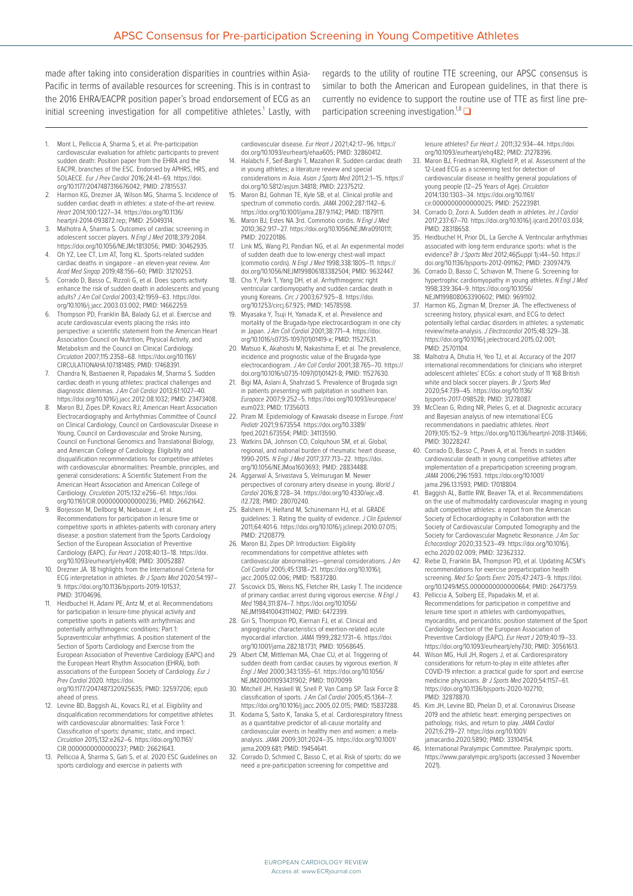made after taking into consideration disparities in countries within Asia-Pacific in terms of available resources for screening. This is in contrast to the 2016 EHRA/EACPR position paper's broad endorsement of ECG as an initial screening investigation for all competitive athletes.[1] Lastly, with regards to the utility of routine TTE screening, our APSC consensus is similar to both the American and European guidelines, in that there is currently no evidence to support the routine use of TTE as first line pre-participation screening investigation.[1,8] ❑

1. Mont L, Pelliccia A, Sharma S, et al. Pre-participation cardiovascular evaluation for athletic participants to prevent sudden death: Position paper from the EHRA and the EACPR, branches of the ESC. Endorsed by APHRS, HRS, and SOLAECE. *Eur J Prev Cardiol* 2016;24:41–69. https://doi.org/10.1177/2047487316676042; PMID: 27815537.
2. Harmon KG, Drezner JA, Wilson MG, Sharma S. Incidence of sudden cardiac death in athletes: a state-of-the-art review. *Heart* 2014;100:1227–34. https://doi.org/10.1136/heartjnl-2014-093872.rep; PMID: 25049314.
3. Malhotra A, Sharma S. Outcomes of cardiac screening in adolescent soccer players. *N Engl J Med* 2018;379:2084. https://doi.org/10.1056/NEJMc1813056; PMID: 30462935.
4. Oh YZ, Lee CT, Lim AT, Tong KL. Sports-related sudden cardiac deaths in singapore - an eleven-year review. *Ann Acad Med Singap* 2019;48:156–60; PMID: 31210253.
5. Corrado D, Basso C, Rizzoli G, et al. Does sports activity enhance the risk of sudden death in adolescents and young adults? *J Am Coll Cardiol* 2003;42:1959–63. https://doi.org/10.1016/j.jacc.2003.03.002; PMID: 14662259.
6. Thompson PD, Franklin BA, Balady GJ, et al. Exercise and acute cardiovascular events placing the risks into perspective: a scientific statement from the American Heart Association Council on Nutrition, Physical Activity, and Metabolism and the Council on Clinical Cardiology. *Circulation* 2007;115:2358–68. https://doi.org/10.1161/CIRCULATIONAHA.107.181485; PMID: 17468391.
7. Chandra N, Bastiaenen R, Papadakis M, Sharma S. Sudden cardiac death in young athletes: practical challenges and diagnostic dilemmas. *J Am Coll Cardiol* 2013;61:1027–40. https://doi.org/10.1016/j.jacc.2012.08.1032; PMID: 23473408.
8. Maron BJ, Zipes DP, Kovacs RJ; American Heart Association Electrocardiography and Arrhythmias Committee of Council on Clinical Cardiology, Council on Cardiovascular Disease in Young, Council on Cardiovascular and Stroke Nursing, Council on Functional Genomics and Translational Biology, and American College of Cardiology. Eligibility and disqualification recommendations for competitive athletes with cardiovascular abnormalities: Preamble, principles, and general considerations: A Scientific Statement From the American Heart Association and American College of Cardiology. *Circulation* 2015;132:e256–61. https://doi.org/10.1161/CIR.0000000000000236; PMID: 26621642.
9. Borjesson M, Dellborg M, Niebauer J, et al. Recommendations for participation in leisure time or competitive sports in athletes-patients with coronary artery disease: a position statement from the Sports Cardiology Section of the European Association of Preventive Cardiology (EAPC). *Eur Heart J* 2018;40:13–18. https://doi.org/10.1093/eurheartj/ehy408; PMID: 30052887.
10. Drezner JA. 18 highlights from the International Criteria for ECG interpretation in athletes. *Br J Sports Med* 2020;54:197–9. https://doi.org/10.1136/bjsports-2019-101537; PMID: 31704696.
11. Heidbuchel H, Adami PE, Antz M, et al. Recommendations for participation in leisure-time physical activity and competitive sports in patients with arrhythmias and potentially arrhythmogenic conditions: Part 1: Supraventricular arrhythmias. A position statement of the Section of Sports Cardiology and Exercise from the European Association of Preventive Cardiology (EAPC) and the European Heart Rhythm Association (EHRA), both associations of the European Society of Cardiology. *Eur J Prev Cardiol* 2020. https://doi.org/10.1177/2047487320925635; PMID: 32597206; epub ahead of press.
12. Levine BD, Baggish AL, Kovacs RJ, et al. Eligibility and disqualification recommendations for competitive athletes with cardiovascular abnormalities: Task Force 1: Classification of sports: dynamic, static, and impact. *Circulation* 2015;132:e262–6. https://doi.org/10.1161/CIR.0000000000000237; PMID: 26621643.
13. Pelliccia A, Sharma S, Gati S, et al. 2020 ESC Guidelines on sports cardiology and exercise in patients with cardiovascular disease. *Eur Heart J* 2021;42:17–96. https://doi.org/10.1093/eurheartj/ehaa605; PMID: 32860412.
14. Halabchi F, Seif-Barghi T, Mazaheri R. Sudden cardiac death in young athletes; a literature review and special considerations in Asia. *Asian J Sports Med* 2011;2:1–15. https://doi.org/10.5812/asjsm.34818; PMID: 22375212.
15. Maron BJ, Gohman TE, Kyle SB, et al. Clinical profile and spectrum of commotio cordis. *JAMA* 2002;287:1142–6. https://doi.org/10.1001/jama.287.9.1142; PMID: 11879111.
16. Maron BJ, Estes NA 3rd. Commotio cordis. *N Engl J Med* 2010;362:917–27. https://doi.org/10.1056/NEJMra0910111; PMID: 20220186.
17. Link MS, Wang PJ, Pandian NG, et al. An experimental model of sudden death due to low-energy chest-wall impact (commotio cordis). *N Engl J Med* 1998;338:1805–11. https://doi.org/10.1056/NEJM199806183382504; PMID: 9632447.
18. Cho Y, Park T, Yang DH, et al. Arrhythmogenic right ventricular cardiomyopathy and sudden cardiac death in young Koreans. *Circ J* 2003;67:925–8. https://doi.org/10.1253/circj.67.925; PMID: 14578598.
19. Miyasaka Y, Tsuji H, Yamada K, et al. Prevalence and mortality of the Brugada-type electrocardiogram in one city in Japan. *J Am Coll Cardiol* 2001;38:771–4. https://doi.org/10.1016/s0735-1097(01)01419-x; PMID: 11527631.
20. Matsuo K, Akahoshi M, Nakashima E, et al. The prevalence, incidence and prognostic value of the Brugada-type electrocardiogram. *J Am Coll Cardiol* 2001;38:765–70. https://doi.org/10.1016/s0735-1097(01)01421-8; PMID: 11527630.
21. Bigi MA, Aslani A, Shahrzad S. Prevalence of Brugada sign in patients presenting with palpitation in southern Iran. *Europace* 2007;9:252–5. https://doi.org/10.1093/europace/eum023; PMID: 17356013.
22. Piram M. Epidemiology of Kawasaki disease in Europe. *Front Pediatr* 2021;9:673554. https://doi.org/10.3389/fped.2021.673554; PMID: 34113590.
23. Watkins DA, Johnson CO, Colquhoun SM, et al. Global, regional, and national burden of rheumatic heart disease, 1990-2015. *N Engl J Med* 2017;377:713–22. https://doi.org/10.1056/NEJMoa1603693; PMID: 28834488.
24. Aggarwal A, Srivastava S, Velmurugan M. Newer perspectives of coronary artery disease in young. *World J Cardiol* 2016;8:728–34. https://doi.org/10.4330/wjc.v8.i12.728; PMID: 28070240.
25. Balshem H, Helfand M, Schünemann HJ, et al. GRADE guidelines: 3. Rating the quality of evidence. *J Clin Epidemiol* 2011;64:401-6. https://doi.org/10.1016/j.jclinepi.2010.07.015; PMID: 21208779.
26. Maron BJ, Zipes DP. Introduction: Eligibility recommendations for competitive athletes with cardiovascular abnormalities—general considerations. *J Am Coll Cardiol* 2005;45:1318–21. https://doi.org/10.1016/j.jacc.2005.02.006; PMID: 15837280.
27. Siscovick DS, Weiss NS, Fletcher RH, Lasky T. The incidence of primary cardiac arrest during vigorous exercise. *N Engl J Med* 1984;311:874–7. https://doi.org/10.1056/NEJM198410043111402; PMID: 6472399.
28. Giri S, Thompson PD, Kiernan FJ, et al. Clinical and angiographic characteristics of exertion-related acute myocardial infarction. *JAMA* 1999;282:1731–6. https://doi.org/10.1001/jama.282.18.1731; PMID: 10568645.
29. Albert CM, Mittleman MA, Chae CU, et al. Triggering of sudden death from cardiac causes by vigorous exertion. *N Engl J Med* 2000;343:1355–61. https://doi.org/10.1056/NEJM200011093431902; PMID: 11070099.
30. Mitchell JH, Haskell W, Snell P, Van Camp SP. Task Force 8: classification of sports. *J Am Coll Cardiol* 2005;45:1364–7. https://doi.org/10.1016/j.jacc.2005.02.015; PMID: 15837288.
31. Kodama S, Saito K, Tanaka S, et al. Cardiorespiratory fitness as a quantitative predictor of all-cause mortality and cardiovascular events in healthy men and women: a meta-analysis. *JAMA* 2009;301:2024–35. https://doi.org/10.1001/jama.2009.681; PMID: 19454641.
32. Corrado D, Schmied C, Basso C, et al. Risk of sports: do we need a pre-participation screening for competitive and leisure athletes? *Eur Heart J*. 2011;32:934–44. https://doi.org/10.1093/eurheartj/ehq482; PMID: 21278396.
33. Maron BJ, Friedman RA, Kligfield P, et al. Assessment of the 12-Lead ECG as a screening test for detection of cardiovascular disease in healthy general populations of young people (12–25 Years of Age). *Circulation* 2014;130:1303–34. https://doi.org/10.1161/cir.0000000000000025; PMID: 25223981.
34. Corrado D, Zorzi A. Sudden death in athletes. *Int J Cardiol* 2017;237:67–70. https://doi.org/10.1016/j.ijcard.2017.03.034; PMID: 28318658.
35. Heidbuchel H, Prior DL, La Gerche A. Ventricular arrhythmias associated with long-term endurance sports: what is the evidence? *Br J Sports Med* 2012;46(Suppl 1):i44–50. https://doi.org/10.1136/bjsports-2012-091162; PMID: 23097479.
36. Corrado D, Basso C, Schiavon M, Thiene G. Screening for hypertrophic cardiomyopathy in young athletes. *N Engl J Med* 1998;339:364–9. https://doi.org/10.1056/NEJM199808063390602; PMID: 9691102.
37. Harmon KG, Zigman M, Drezner JA. The effectiveness of screening history, physical exam, and ECG to detect potentially lethal cardiac disorders in athletes: a systematic review/meta-analysis. *J Electrocardiol* 2015;48:329–38. https://doi.org/10.1016/j.jelectrocard.2015.02.001; PMID: 25701104.
38. Malhotra A, Dhutia H, Yeo TJ, et al. Accuracy of the 2017 international recommendations for clinicians who interpret adolescent athletes' ECGs: a cohort study of 11 168 British white and black soccer players. *Br J Sports Med* 2020;54:739–45. https://doi.org/10.1136/bjsports-2017-098528; PMID: 31278087.
39. McClean G, Riding NR, Pieles G, et al. Diagnostic accuracy and Bayesian analysis of new international ECG recommendations in paediatric athletes. *Heart* 2019;105:152–9. https://doi.org/10.1136/heartjnl-2018-313466; PMID: 30228247.
40. Corrado D, Basso C, Pavei A, et al. Trends in sudden cardiovascular death in young competitive athletes after implementation of a preparticipation screening program. *JAMA* 2006;296:1593. https://doi.org/10.1001/jama.296.13.1593; PMID: 17018804.
41. Baggish AL, Battle RW, Beaver TA, et al. Recommendations on the use of multimodality cardiovascular imaging in young adult competitive athletes: a report from the American Society of Echocardiography in Collaboration with the Society of Cardiovascular Computed Tomography and the Society for Cardiovascular Magnetic Resonance. *J Am Soc Echocardiogr* 2020;33:523–49. https://doi.org/10.1016/j.echo.2020.02.009; PMID: 32362332.
42. Riebe D, Franklin BA, Thompson PD, et al. Updating ACSM's recommendations for exercise preparticipation health screening. *Med Sci Sports Exerc* 2015;47:2473–9. https://doi.org/10.1249/MSS.0000000000000664; PMID: 26473759.
43. Pelliccia A, Solberg EE, Papadakis M, et al. Recommendations for participation in competitive and leisure time sport in athletes with cardiomyopathies, myocarditis, and pericarditis: position statement of the Sport Cardiology Section of the European Association of Preventive Cardiology (EAPC). *Eur Heart J* 2019;40:19–33. https://doi.org/10.1093/eurheartj/ehy730; PMID: 30561613.
44. Wilson MG, Hull JH, Rogers J, et al. Cardiorespiratory considerations for return-to-play in elite athletes after COVID-19 infection: a practical guide for sport and exercise medicine physicians. *Br J Sports Med* 2020;54:1157–61. https://doi.org/10.1136/bjsports-2020-102710; PMID: 32878870.
45. Kim JH, Levine BD, Phelan D, et al. Coronavirus Disease 2019 and the athletic heart: emerging perspectives on pathology, risks, and return to play. *JAMA Cardiol* 2021;6:219–27. https://doi.org/10.1001/jamacardio.2020.5890; PMID: 33104154.
46. International Paralympic Committee. Paralympic sports. https://www.paralympic.org/sports (accessed 3 November 2021).